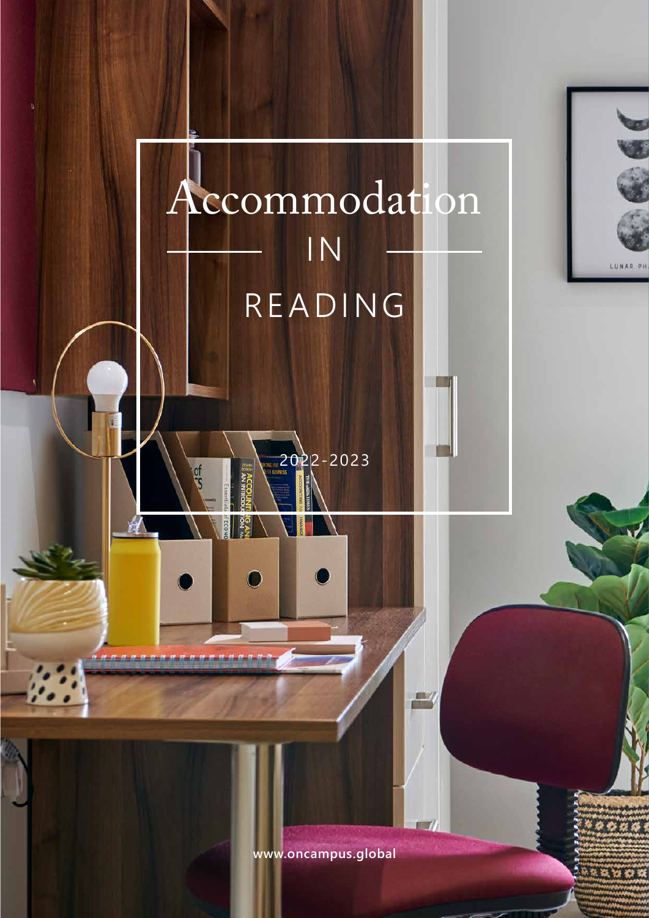# Accommodation

## IN

## READING

2022-2023

www.oncampus.global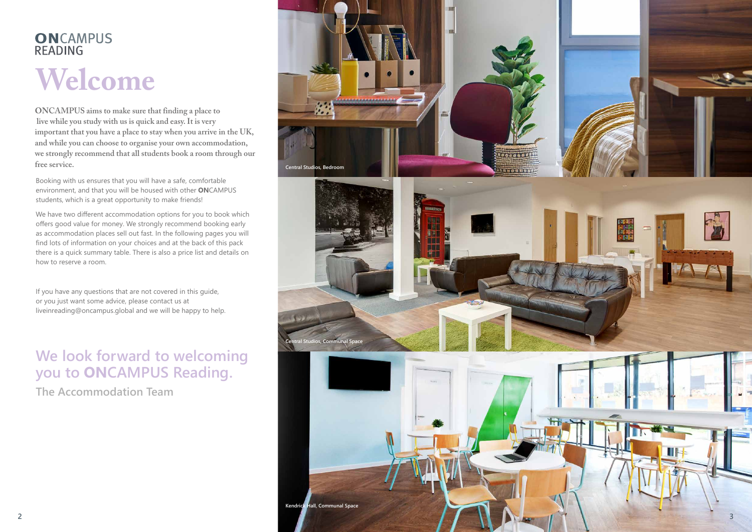**ON**CAMPUS
READING

# Welcome

**ONCAMPUS aims to make sure that finding a place to live while you study with us is quick and easy. It is very important that you have a place to stay when you arrive in the UK, and while you can choose to organise your own accommodation, we strongly recommend that all students book a room through our free service.**

Booking with us ensures that you will have a safe, comfortable environment, and that you will be housed with other **ON**CAMPUS students, which is a great opportunity to make friends!

We have two different accommodation options for you to book which offers good value for money. We strongly recommend booking early as accommodation places sell out fast. In the following pages you will find lots of information on your choices and at the back of this pack there is a quick summary table. There is also a price list and details on how to reserve a room.

If you have any questions that are not covered in this guide, or you just want some advice, please contact us at liveinreading@oncampus.global and we will be happy to help.

## We look forward to welcoming you to **ON**CAMPUS Reading.

### The Accommodation Team

Central Studios, Bedroom

Central Studios, Communal Space

Kendrick Hall, Communal Space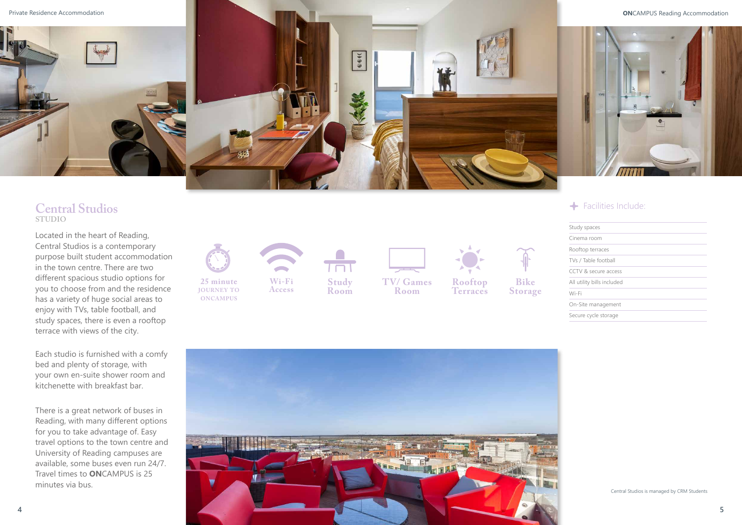## Central Studios

STUDIO

Located in the heart of Reading, Central Studios is a contemporary purpose built student accommodation in the town centre. There are two different spacious studio options for you to choose from and the residence has a variety of huge social areas to enjoy with TVs, table football, and study spaces, there is even a rooftop terrace with views of the city.

Each studio is furnished with a comfy bed and plenty of storage, with your own en-suite shower room and kitchenette with breakfast bar.

There is a great network of buses in Reading, with many different options for you to take advantage of. Easy travel options to the town centre and University of Reading campuses are available, some buses even run 24/7. Travel times to **ON**CAMPUS is 25 minutes via bus.

25 minute JOURNEY TO ONCAMPUS

Wi-Fi Access

Study Room

TV/ Games Room

Rooftop Terraces

Bike Storage

### Facilities Include:

- Study spaces
- Cinema room
- Rooftop terraces
- TVs / Table football
- CCTV & secure access
- All utility bills included
- Wi-Fi
- On-Site management
- Secure cycle storage

Central Studios is managed by CRM Students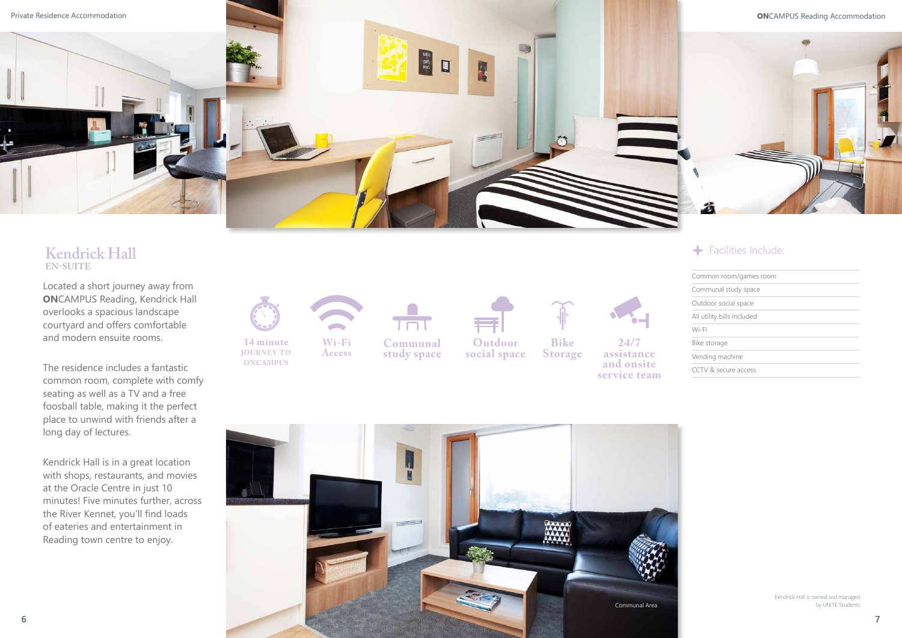# Kendrick Hall

EN-SUITE

Located a short journey away from **ON**CAMPUS Reading, Kendrick Hall overlooks a spacious landscape courtyard and offers comfortable and modern ensuite rooms.

The residence includes a fantastic common room, complete with comfy seating as well as a TV and a free foosball table, making it the perfect place to unwind with friends after a long day of lectures.

Kendrick Hall is in a great location with shops, restaurants, and movies at the Oracle Centre in just 10 minutes! Five minutes further, across the River Kennet, you'll find loads of eateries and entertainment in Reading town centre to enjoy.

14 minute JOURNEY TO ONCAMPUS

Wi-Fi Access

Communal study space

Outdoor social space

Bike Storage

24/7 assistance and onsite service team

Communal Area

## Facilities Include:

- Common room/games room
- Communal study space
- Outdoor social space
- All utility bills included
- Wi-Fi
- Bike storage
- Vending machine
- CCTV & secure access

Kendrick Hall is owned and managed by UNITE Students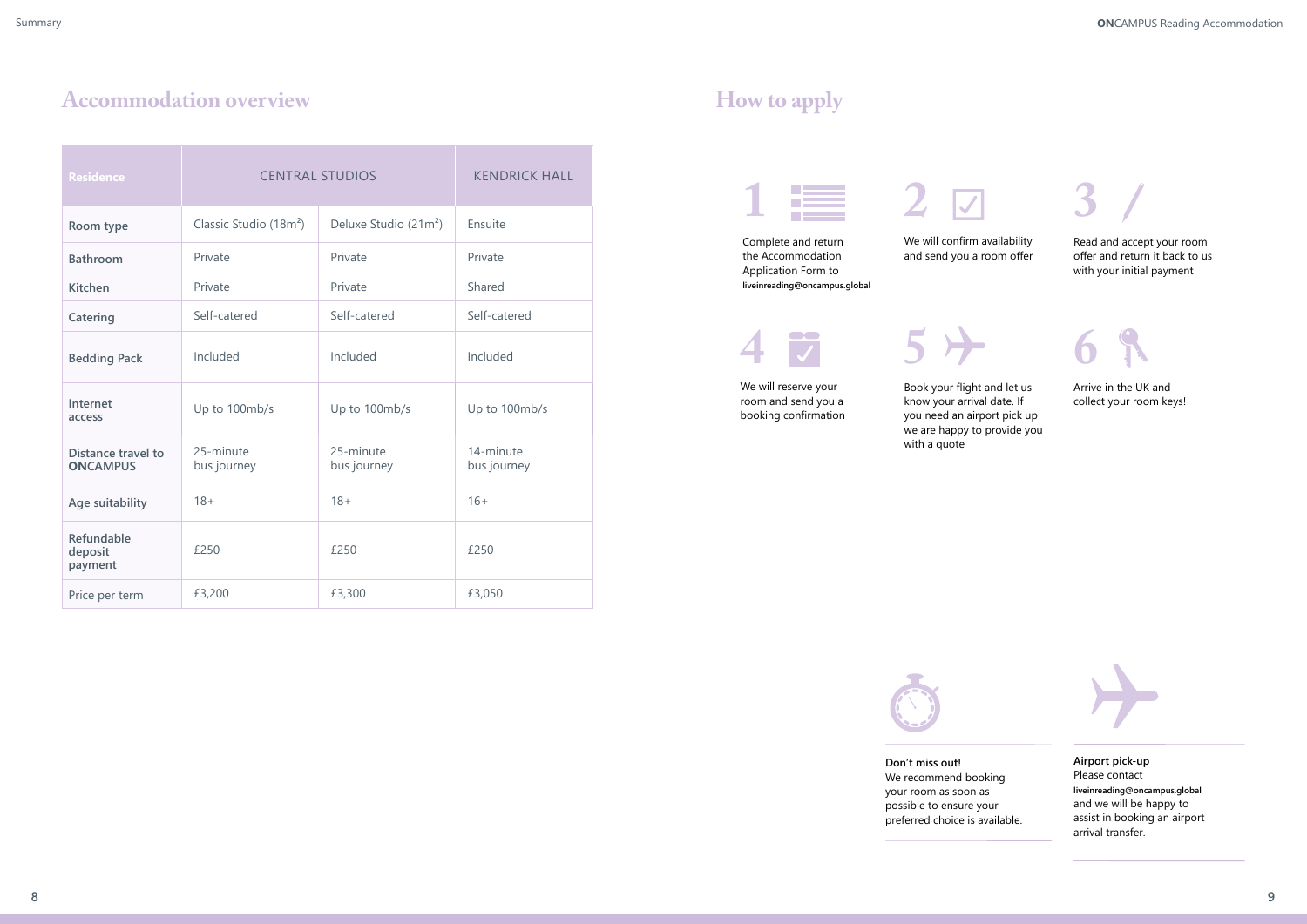## Accommodation overview

| Residence | CENTRAL STUDIOS | | KENDRICK HALL |
|---|---|---|---|
| **Room type** | Classic Studio (18m$^2$) | Deluxe Studio (21m$^2$) | Ensuite |
| **Bathroom** | Private | Private | Private |
| **Kitchen** | Private | Private | Shared |
| **Catering** | Self-catered | Self-catered | Self-catered |
| **Bedding Pack** | Included | Included | Included |
| **Internet access** | Up to 100mb/s | Up to 100mb/s | Up to 100mb/s |
| **Distance travel to ONCAMPUS** | 25-minute bus journey | 25-minute bus journey | 14-minute bus journey |
| **Age suitability** | 18+ | 18+ | 16+ |
| **Refundable deposit payment** | £250 | £250 | £250 |
| Price per term | £3,200 | £3,300 | £3,050 |

## How to apply

1. Complete and return the Accommodation Application Form to liveinreading@oncampus.global
2. We will confirm availability and send you a room offer
3. Read and accept your room offer and return it back to us with your initial payment
4. We will reserve your room and send you a booking confirmation
5. Book your flight and let us know your arrival date. If you need an airport pick up we are happy to provide you with a quote
6. Arrive in the UK and collect your room keys!

**Don't miss out!**
We recommend booking your room as soon as possible to ensure your preferred choice is available.

**Airport pick-up**
Please contact liveinreading@oncampus.global and we will be happy to assist in booking an airport arrival transfer.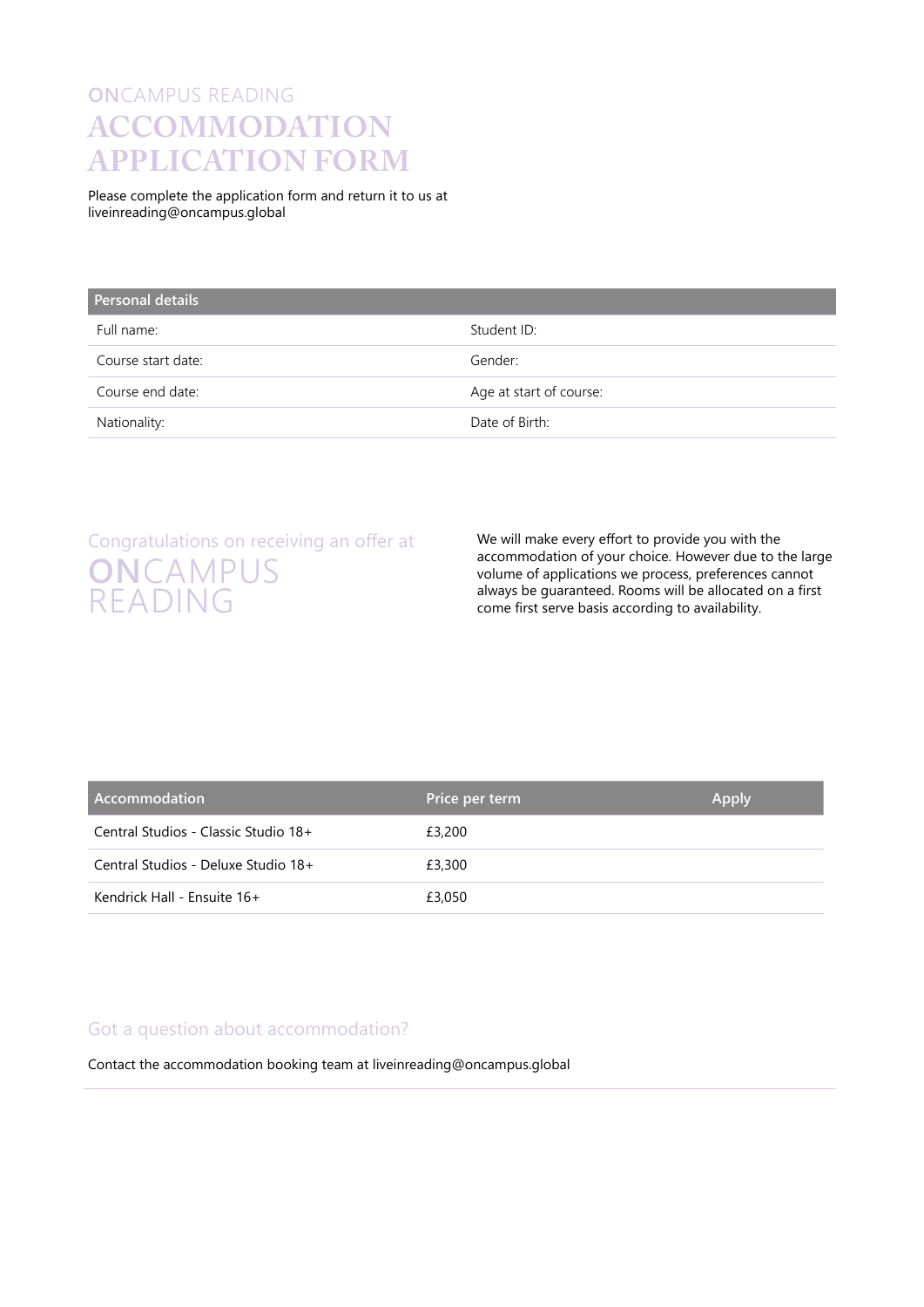ONCAMPUS READING

# ACCOMMODATION APPLICATION FORM

Please complete the application form and return it to us at liveinreading@oncampus.global

| Personal details | |
|---|---|
| Full name: | Student ID: |
| Course start date: | Gender: |
| Course end date: | Age at start of course: |
| Nationality: | Date of Birth: |

## Congratulations on receiving an offer at ONCAMPUS READING

We will make every effort to provide you with the accommodation of your choice. However due to the large volume of applications we process, preferences cannot always be guaranteed. Rooms will be allocated on a first come first serve basis according to availability.

| Accommodation | Price per term | Apply |
|---|---|---|
| Central Studios - Classic Studio 18+ | £3,200 | |
| Central Studios - Deluxe Studio 18+ | £3,300 | |
| Kendrick Hall - Ensuite 16+ | £3,050 | |

## Got a question about accommodation?

Contact the accommodation booking team at liveinreading@oncampus.global